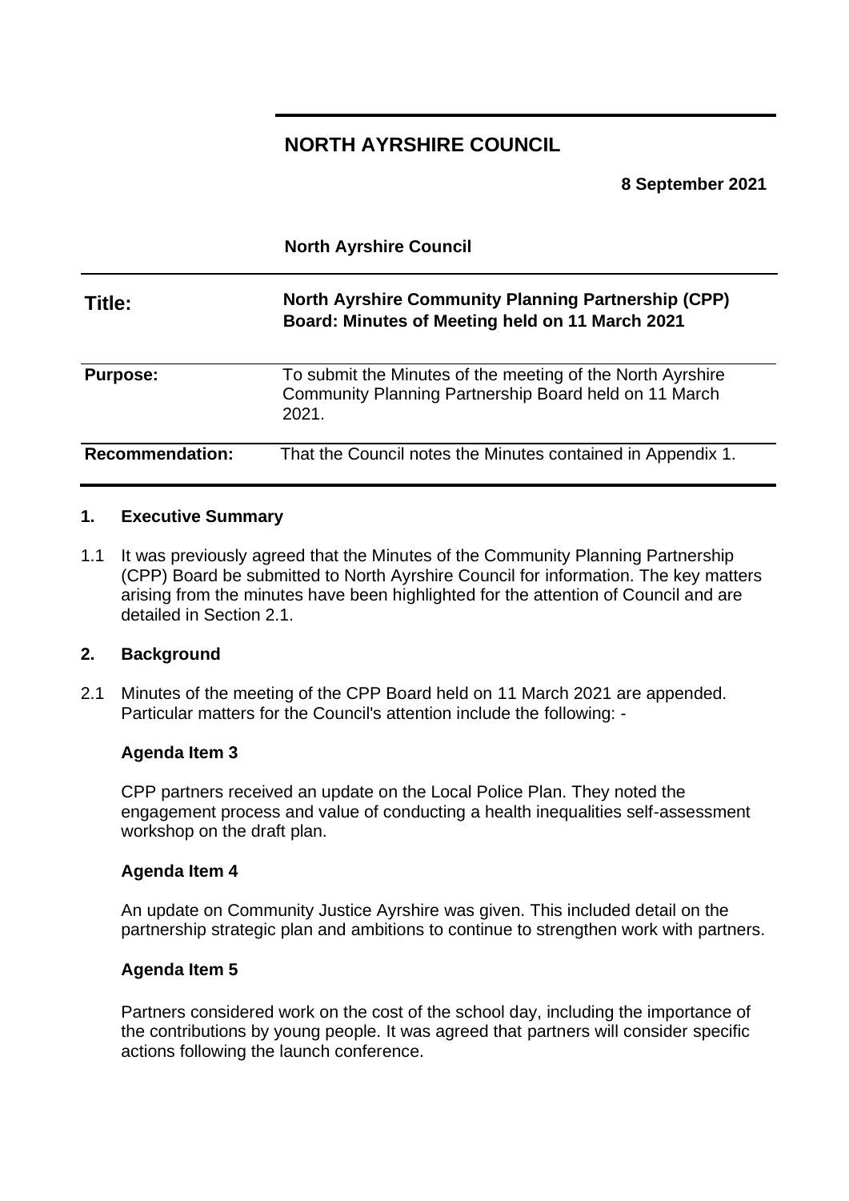# NORTH AYRSHIRE COUNCIL

**8 September 2021**

**North Ayrshire Council**

| | |
|---|---|
| **Title:** | **North Ayrshire Community Planning Partnership (CPP) Board: Minutes of Meeting held on 11 March 2021** |
| **Purpose:** | To submit the Minutes of the meeting of the North Ayrshire Community Planning Partnership Board held on 11 March 2021. |
| **Recommendation:** | That the Council notes the Minutes contained in Appendix 1. |

## 1. Executive Summary

1.1 It was previously agreed that the Minutes of the Community Planning Partnership (CPP) Board be submitted to North Ayrshire Council for information. The key matters arising from the minutes have been highlighted for the attention of Council and are detailed in Section 2.1.

## 2. Background

2.1 Minutes of the meeting of the CPP Board held on 11 March 2021 are appended. Particular matters for the Council's attention include the following: -

**Agenda Item 3**

CPP partners received an update on the Local Police Plan. They noted the engagement process and value of conducting a health inequalities self-assessment workshop on the draft plan.

**Agenda Item 4**

An update on Community Justice Ayrshire was given. This included detail on the partnership strategic plan and ambitions to continue to strengthen work with partners.

**Agenda Item 5**

Partners considered work on the cost of the school day, including the importance of the contributions by young people. It was agreed that partners will consider specific actions following the launch conference.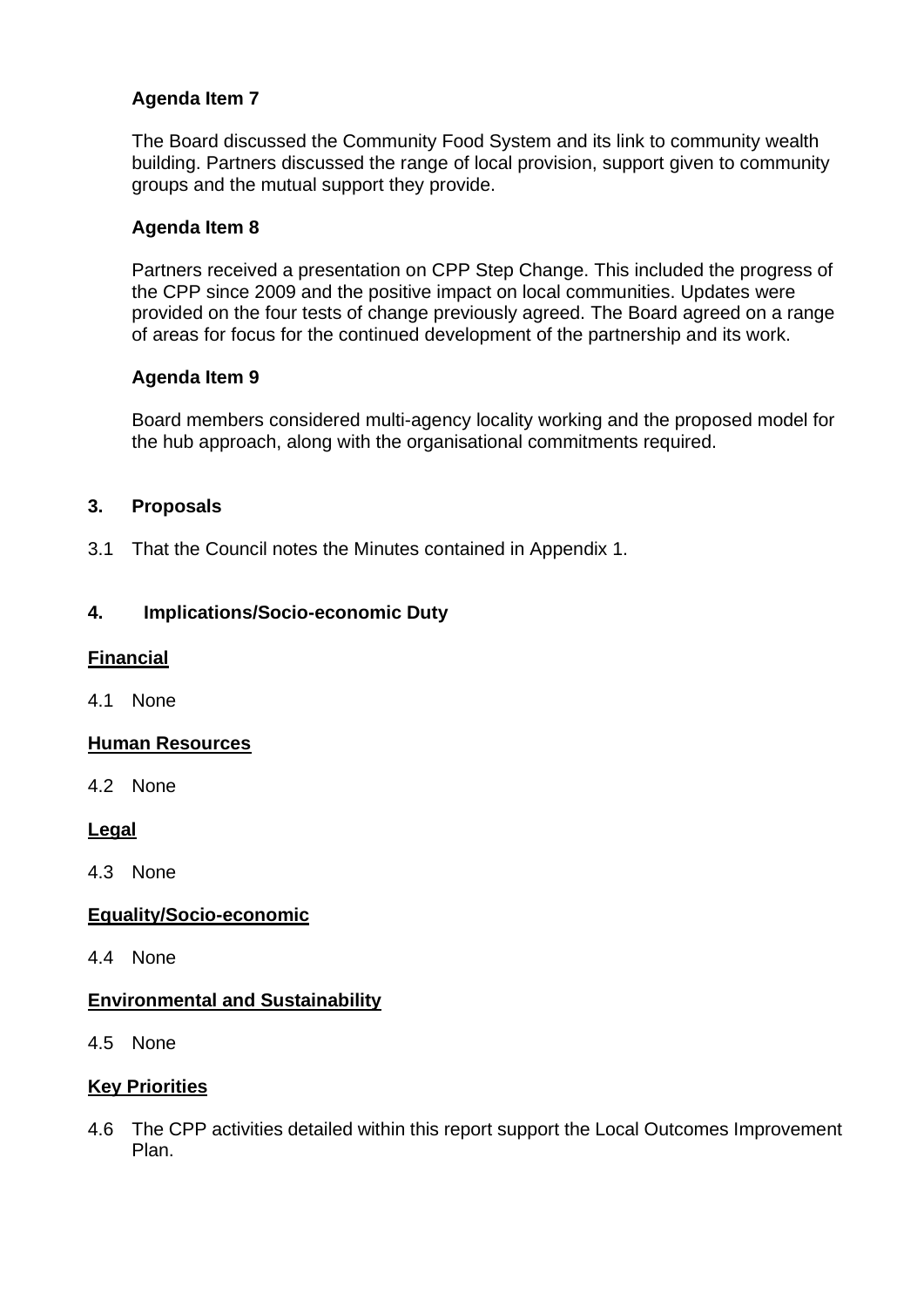**Agenda Item 7**

The Board discussed the Community Food System and its link to community wealth building. Partners discussed the range of local provision, support given to community groups and the mutual support they provide.

**Agenda Item 8**

Partners received a presentation on CPP Step Change. This included the progress of the CPP since 2009 and the positive impact on local communities. Updates were provided on the four tests of change previously agreed. The Board agreed on a range of areas for focus for the continued development of the partnership and its work.

**Agenda Item 9**

Board members considered multi-agency locality working and the proposed model for the hub approach, along with the organisational commitments required.

## 3. Proposals

3.1 That the Council notes the Minutes contained in Appendix 1.

## 4. Implications/Socio-economic Duty

**Financial**

4.1 None

**Human Resources**

4.2 None

**Legal**

4.3 None

**Equality/Socio-economic**

4.4 None

**Environmental and Sustainability**

4.5 None

**Key Priorities**

4.6 The CPP activities detailed within this report support the Local Outcomes Improvement Plan.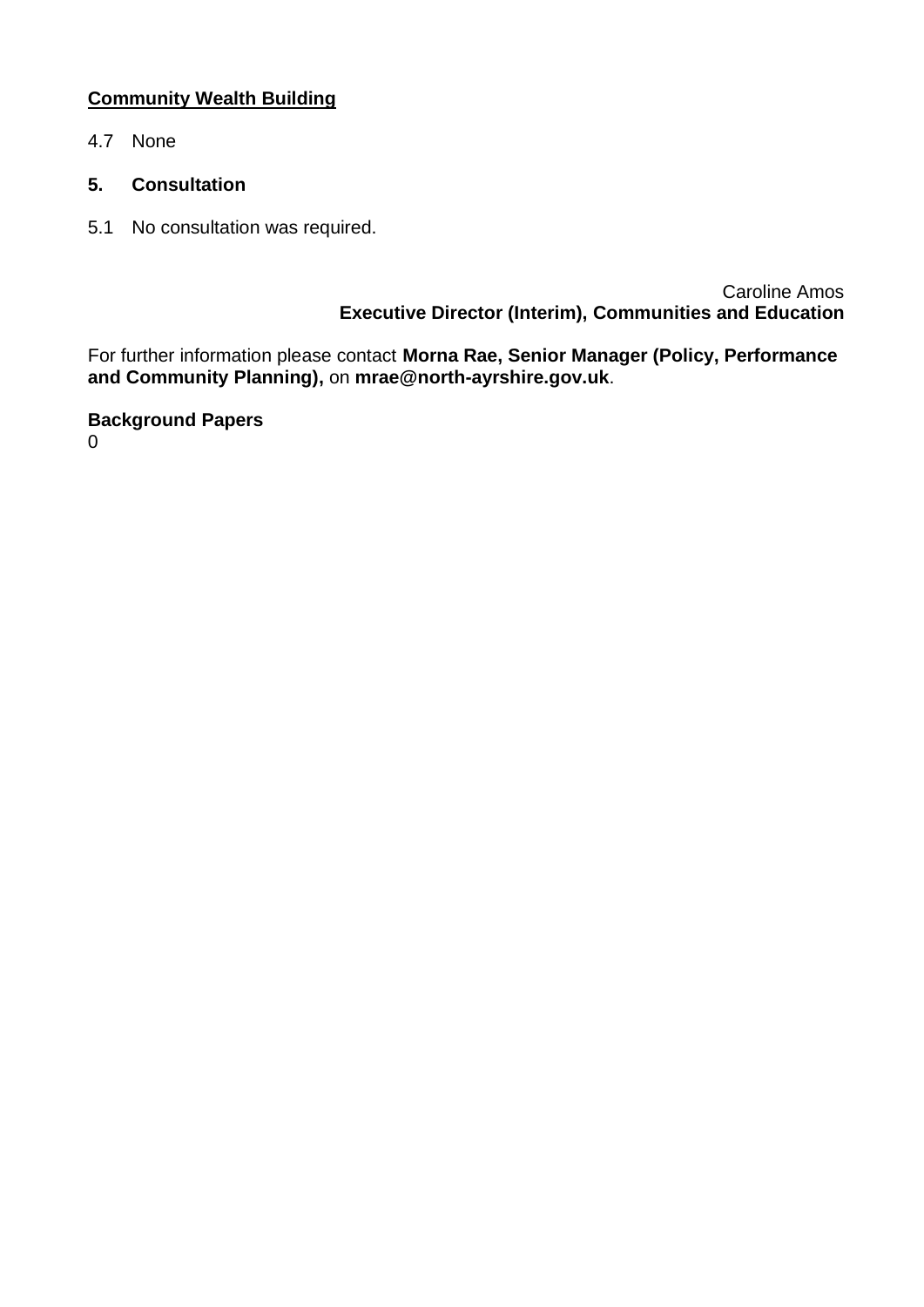<u>**Community Wealth Building**</u>

4.7 None

## 5. Consultation

5.1 No consultation was required.

Caroline Amos
**Executive Director (Interim), Communities and Education**

For further information please contact **Morna Rae, Senior Manager (Policy, Performance and Community Planning),** on **mrae@north-ayrshire.gov.uk**.

**Background Papers**
0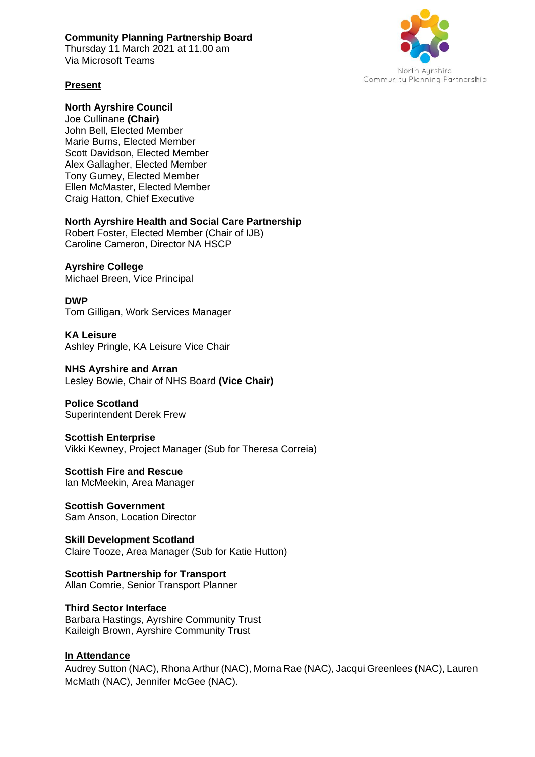**Community Planning Partnership Board**
Thursday 11 March 2021 at 11.00 am
Via Microsoft Teams

North Ayrshire
Community Planning Partnership

**Present**

**North Ayrshire Council**
Joe Cullinane **(Chair)**
John Bell, Elected Member
Marie Burns, Elected Member
Scott Davidson, Elected Member
Alex Gallagher, Elected Member
Tony Gurney, Elected Member
Ellen McMaster, Elected Member
Craig Hatton, Chief Executive

**North Ayrshire Health and Social Care Partnership**
Robert Foster, Elected Member (Chair of IJB)
Caroline Cameron, Director NA HSCP

**Ayrshire College**
Michael Breen, Vice Principal

**DWP**
Tom Gilligan, Work Services Manager

**KA Leisure**
Ashley Pringle, KA Leisure Vice Chair

**NHS Ayrshire and Arran**
Lesley Bowie, Chair of NHS Board **(Vice Chair)**

**Police Scotland**
Superintendent Derek Frew

**Scottish Enterprise**
Vikki Kewney, Project Manager (Sub for Theresa Correia)

**Scottish Fire and Rescue**
Ian McMeekin, Area Manager

**Scottish Government**
Sam Anson, Location Director

**Skill Development Scotland**
Claire Tooze, Area Manager (Sub for Katie Hutton)

**Scottish Partnership for Transport**
Allan Comrie, Senior Transport Planner

**Third Sector Interface**
Barbara Hastings, Ayrshire Community Trust
Kaileigh Brown, Ayrshire Community Trust

**In Attendance**
Audrey Sutton (NAC), Rhona Arthur (NAC), Morna Rae (NAC), Jacqui Greenlees (NAC), Lauren McMath (NAC), Jennifer McGee (NAC).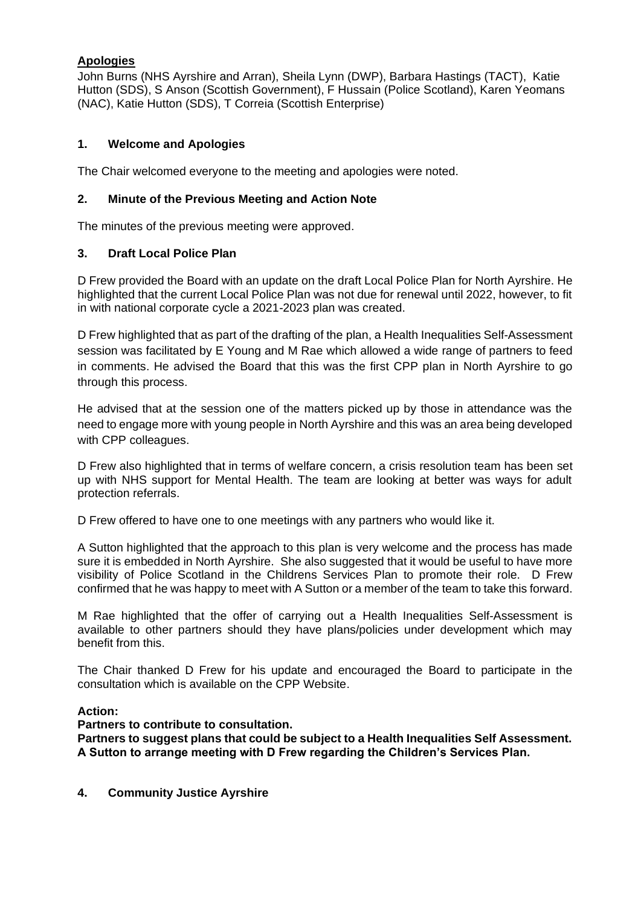**Apologies**

John Burns (NHS Ayrshire and Arran), Sheila Lynn (DWP), Barbara Hastings (TACT), Katie Hutton (SDS), S Anson (Scottish Government), F Hussain (Police Scotland), Karen Yeomans (NAC), Katie Hutton (SDS), T Correia (Scottish Enterprise)

## 1. Welcome and Apologies

The Chair welcomed everyone to the meeting and apologies were noted.

## 2. Minute of the Previous Meeting and Action Note

The minutes of the previous meeting were approved.

## 3. Draft Local Police Plan

D Frew provided the Board with an update on the draft Local Police Plan for North Ayrshire. He highlighted that the current Local Police Plan was not due for renewal until 2022, however, to fit in with national corporate cycle a 2021-2023 plan was created.

D Frew highlighted that as part of the drafting of the plan, a Health Inequalities Self-Assessment session was facilitated by E Young and M Rae which allowed a wide range of partners to feed in comments. He advised the Board that this was the first CPP plan in North Ayrshire to go through this process.

He advised that at the session one of the matters picked up by those in attendance was the need to engage more with young people in North Ayrshire and this was an area being developed with CPP colleagues.

D Frew also highlighted that in terms of welfare concern, a crisis resolution team has been set up with NHS support for Mental Health. The team are looking at better was ways for adult protection referrals.

D Frew offered to have one to one meetings with any partners who would like it.

A Sutton highlighted that the approach to this plan is very welcome and the process has made sure it is embedded in North Ayrshire. She also suggested that it would be useful to have more visibility of Police Scotland in the Childrens Services Plan to promote their role. D Frew confirmed that he was happy to meet with A Sutton or a member of the team to take this forward.

M Rae highlighted that the offer of carrying out a Health Inequalities Self-Assessment is available to other partners should they have plans/policies under development which may benefit from this.

The Chair thanked D Frew for his update and encouraged the Board to participate in the consultation which is available on the CPP Website.

**Action:**
**Partners to contribute to consultation.**
**Partners to suggest plans that could be subject to a Health Inequalities Self Assessment.**
**A Sutton to arrange meeting with D Frew regarding the Children's Services Plan.**

## 4. Community Justice Ayrshire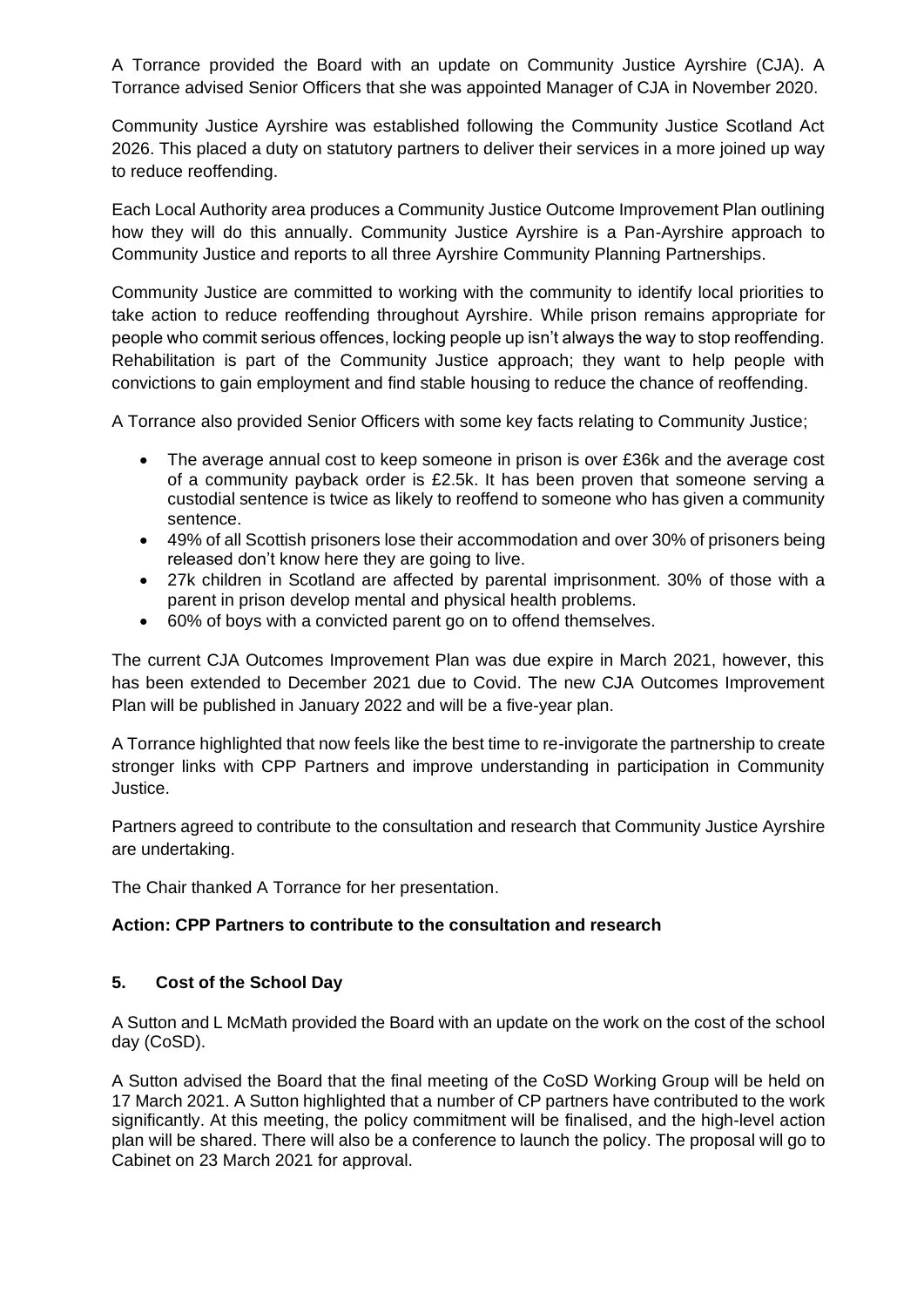A Torrance provided the Board with an update on Community Justice Ayrshire (CJA). A Torrance advised Senior Officers that she was appointed Manager of CJA in November 2020.

Community Justice Ayrshire was established following the Community Justice Scotland Act 2026. This placed a duty on statutory partners to deliver their services in a more joined up way to reduce reoffending.

Each Local Authority area produces a Community Justice Outcome Improvement Plan outlining how they will do this annually. Community Justice Ayrshire is a Pan-Ayrshire approach to Community Justice and reports to all three Ayrshire Community Planning Partnerships.

Community Justice are committed to working with the community to identify local priorities to take action to reduce reoffending throughout Ayrshire. While prison remains appropriate for people who commit serious offences, locking people up isn't always the way to stop reoffending. Rehabilitation is part of the Community Justice approach; they want to help people with convictions to gain employment and find stable housing to reduce the chance of reoffending.

A Torrance also provided Senior Officers with some key facts relating to Community Justice;

- The average annual cost to keep someone in prison is over £36k and the average cost of a community payback order is £2.5k. It has been proven that someone serving a custodial sentence is twice as likely to reoffend to someone who has given a community sentence.
- 49% of all Scottish prisoners lose their accommodation and over 30% of prisoners being released don't know here they are going to live.
- 27k children in Scotland are affected by parental imprisonment. 30% of those with a parent in prison develop mental and physical health problems.
- 60% of boys with a convicted parent go on to offend themselves.

The current CJA Outcomes Improvement Plan was due expire in March 2021, however, this has been extended to December 2021 due to Covid. The new CJA Outcomes Improvement Plan will be published in January 2022 and will be a five-year plan.

A Torrance highlighted that now feels like the best time to re-invigorate the partnership to create stronger links with CPP Partners and improve understanding in participation in Community Justice.

Partners agreed to contribute to the consultation and research that Community Justice Ayrshire are undertaking.

The Chair thanked A Torrance for her presentation.

**Action: CPP Partners to contribute to the consultation and research**

## 5. Cost of the School Day

A Sutton and L McMath provided the Board with an update on the work on the cost of the school day (CoSD).

A Sutton advised the Board that the final meeting of the CoSD Working Group will be held on 17 March 2021. A Sutton highlighted that a number of CP partners have contributed to the work significantly. At this meeting, the policy commitment will be finalised, and the high-level action plan will be shared. There will also be a conference to launch the policy. The proposal will go to Cabinet on 23 March 2021 for approval.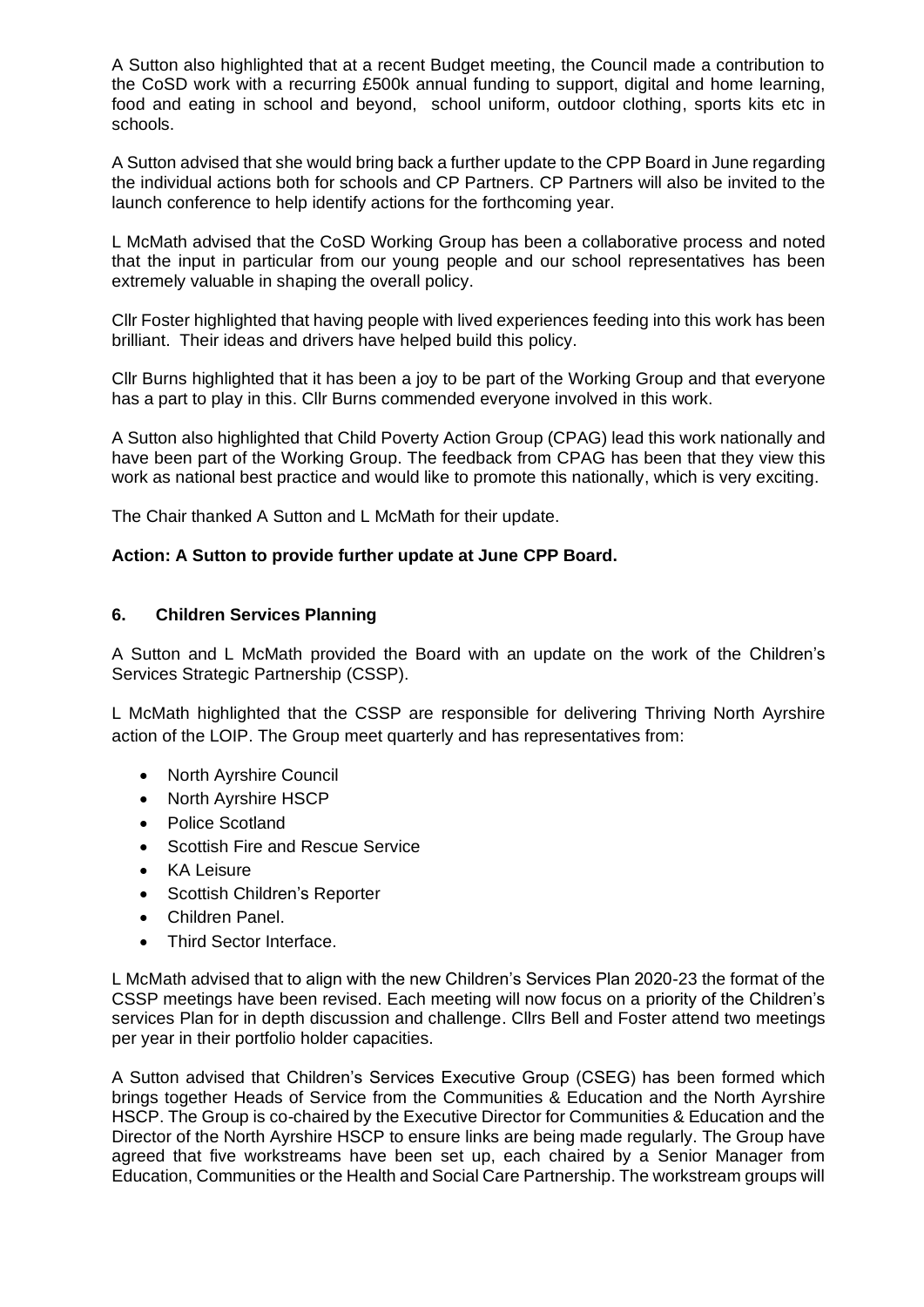A Sutton also highlighted that at a recent Budget meeting, the Council made a contribution to the CoSD work with a recurring £500k annual funding to support, digital and home learning, food and eating in school and beyond, school uniform, outdoor clothing, sports kits etc in schools.

A Sutton advised that she would bring back a further update to the CPP Board in June regarding the individual actions both for schools and CP Partners. CP Partners will also be invited to the launch conference to help identify actions for the forthcoming year.

L McMath advised that the CoSD Working Group has been a collaborative process and noted that the input in particular from our young people and our school representatives has been extremely valuable in shaping the overall policy.

Cllr Foster highlighted that having people with lived experiences feeding into this work has been brilliant. Their ideas and drivers have helped build this policy.

Cllr Burns highlighted that it has been a joy to be part of the Working Group and that everyone has a part to play in this. Cllr Burns commended everyone involved in this work.

A Sutton also highlighted that Child Poverty Action Group (CPAG) lead this work nationally and have been part of the Working Group. The feedback from CPAG has been that they view this work as national best practice and would like to promote this nationally, which is very exciting.

The Chair thanked A Sutton and L McMath for their update.

**Action: A Sutton to provide further update at June CPP Board.**

## 6. Children Services Planning

A Sutton and L McMath provided the Board with an update on the work of the Children's Services Strategic Partnership (CSSP).

L McMath highlighted that the CSSP are responsible for delivering Thriving North Ayrshire action of the LOIP. The Group meet quarterly and has representatives from:

- North Ayrshire Council
- North Ayrshire HSCP
- Police Scotland
- Scottish Fire and Rescue Service
- KA Leisure
- Scottish Children's Reporter
- Children Panel.
- Third Sector Interface.

L McMath advised that to align with the new Children's Services Plan 2020-23 the format of the CSSP meetings have been revised. Each meeting will now focus on a priority of the Children's services Plan for in depth discussion and challenge. Cllrs Bell and Foster attend two meetings per year in their portfolio holder capacities.

A Sutton advised that Children's Services Executive Group (CSEG) has been formed which brings together Heads of Service from the Communities & Education and the North Ayrshire HSCP. The Group is co-chaired by the Executive Director for Communities & Education and the Director of the North Ayrshire HSCP to ensure links are being made regularly. The Group have agreed that five workstreams have been set up, each chaired by a Senior Manager from Education, Communities or the Health and Social Care Partnership. The workstream groups will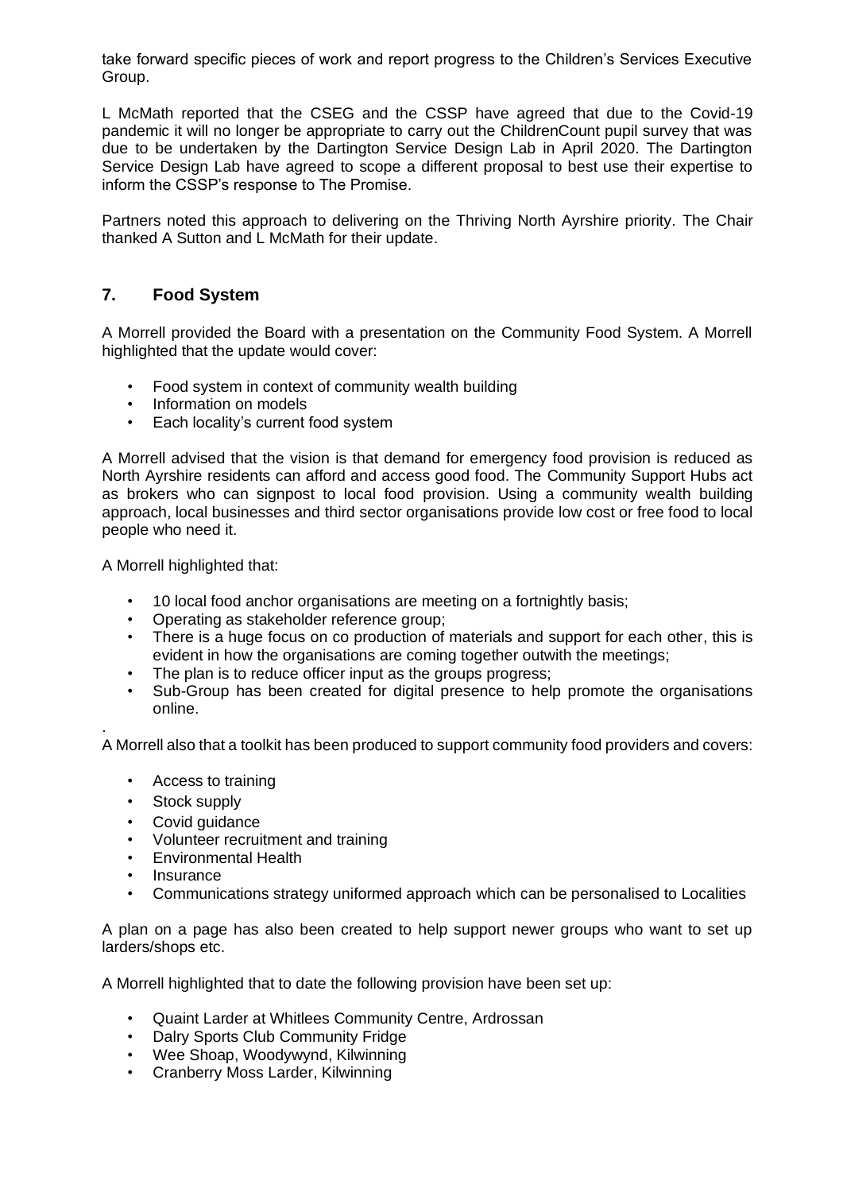take forward specific pieces of work and report progress to the Children's Services Executive Group.

L McMath reported that the CSEG and the CSSP have agreed that due to the Covid-19 pandemic it will no longer be appropriate to carry out the ChildrenCount pupil survey that was due to be undertaken by the Dartington Service Design Lab in April 2020. The Dartington Service Design Lab have agreed to scope a different proposal to best use their expertise to inform the CSSP's response to The Promise.

Partners noted this approach to delivering on the Thriving North Ayrshire priority. The Chair thanked A Sutton and L McMath for their update.

## 7. Food System

A Morrell provided the Board with a presentation on the Community Food System. A Morrell highlighted that the update would cover:

- Food system in context of community wealth building
- Information on models
- Each locality's current food system

A Morrell advised that the vision is that demand for emergency food provision is reduced as North Ayrshire residents can afford and access good food. The Community Support Hubs act as brokers who can signpost to local food provision. Using a community wealth building approach, local businesses and third sector organisations provide low cost or free food to local people who need it.

A Morrell highlighted that:

- 10 local food anchor organisations are meeting on a fortnightly basis;
- Operating as stakeholder reference group;
- There is a huge focus on co production of materials and support for each other, this is evident in how the organisations are coming together outwith the meetings;
- The plan is to reduce officer input as the groups progress;
- Sub-Group has been created for digital presence to help promote the organisations online.

.

A Morrell also that a toolkit has been produced to support community food providers and covers:

- Access to training
- Stock supply
- Covid guidance
- Volunteer recruitment and training
- Environmental Health
- Insurance
- Communications strategy uniformed approach which can be personalised to Localities

A plan on a page has also been created to help support newer groups who want to set up larders/shops etc.

A Morrell highlighted that to date the following provision have been set up:

- Quaint Larder at Whitlees Community Centre, Ardrossan
- Dalry Sports Club Community Fridge
- Wee Shoap, Woodywynd, Kilwinning
- Cranberry Moss Larder, Kilwinning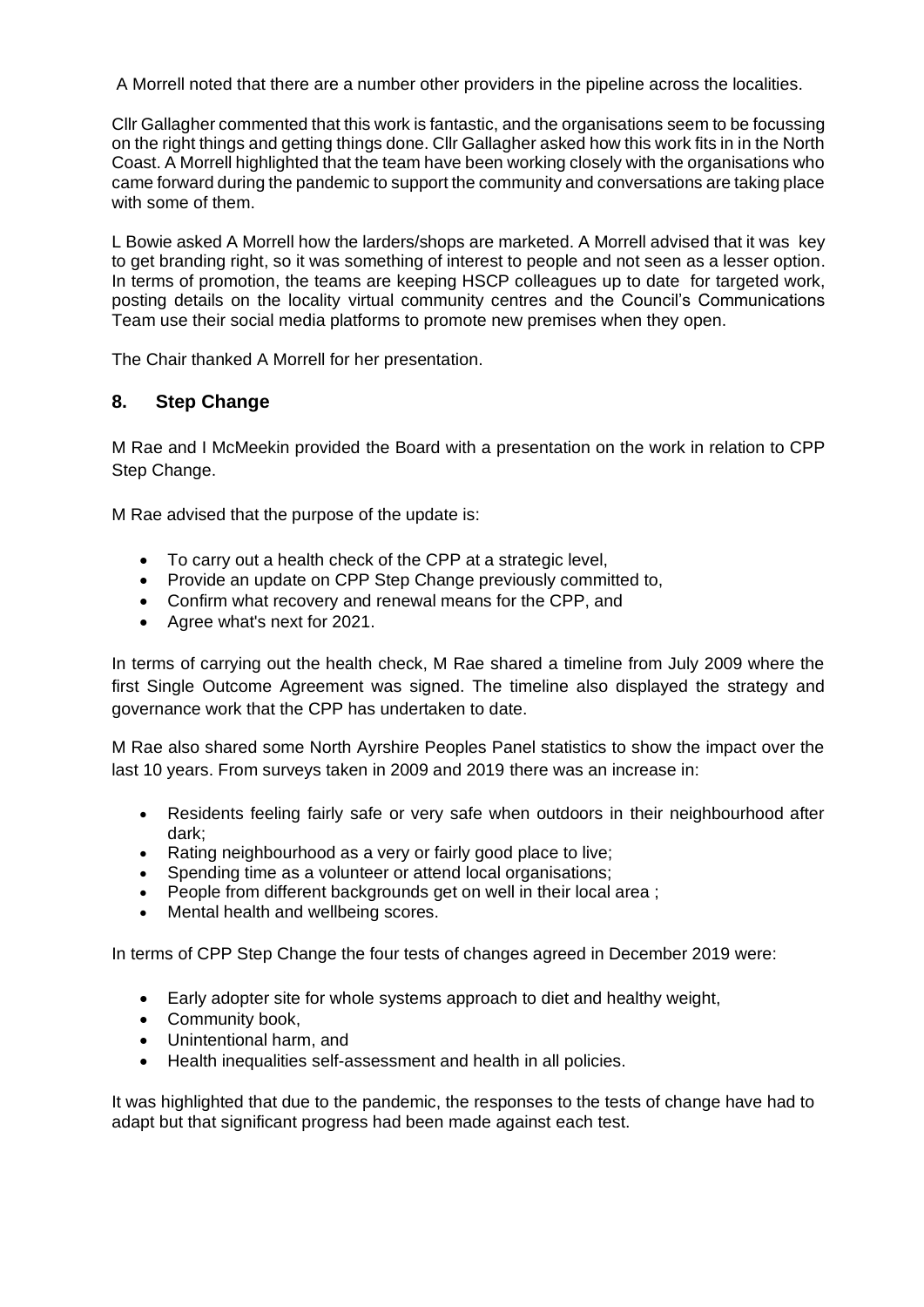A Morrell noted that there are a number other providers in the pipeline across the localities.

Cllr Gallagher commented that this work is fantastic, and the organisations seem to be focussing on the right things and getting things done. Cllr Gallagher asked how this work fits in in the North Coast. A Morrell highlighted that the team have been working closely with the organisations who came forward during the pandemic to support the community and conversations are taking place with some of them.

L Bowie asked A Morrell how the larders/shops are marketed. A Morrell advised that it was key to get branding right, so it was something of interest to people and not seen as a lesser option. In terms of promotion, the teams are keeping HSCP colleagues up to date for targeted work, posting details on the locality virtual community centres and the Council's Communications Team use their social media platforms to promote new premises when they open.

The Chair thanked A Morrell for her presentation.

## 8. Step Change

M Rae and I McMeekin provided the Board with a presentation on the work in relation to CPP Step Change.

M Rae advised that the purpose of the update is:

- To carry out a health check of the CPP at a strategic level,
- Provide an update on CPP Step Change previously committed to,
- Confirm what recovery and renewal means for the CPP, and
- Agree what's next for 2021.

In terms of carrying out the health check, M Rae shared a timeline from July 2009 where the first Single Outcome Agreement was signed. The timeline also displayed the strategy and governance work that the CPP has undertaken to date.

M Rae also shared some North Ayrshire Peoples Panel statistics to show the impact over the last 10 years. From surveys taken in 2009 and 2019 there was an increase in:

- Residents feeling fairly safe or very safe when outdoors in their neighbourhood after dark;
- Rating neighbourhood as a very or fairly good place to live;
- Spending time as a volunteer or attend local organisations;
- People from different backgrounds get on well in their local area ;
- Mental health and wellbeing scores.

In terms of CPP Step Change the four tests of changes agreed in December 2019 were:

- Early adopter site for whole systems approach to diet and healthy weight,
- Community book,
- Unintentional harm, and
- Health inequalities self-assessment and health in all policies.

It was highlighted that due to the pandemic, the responses to the tests of change have had to adapt but that significant progress had been made against each test.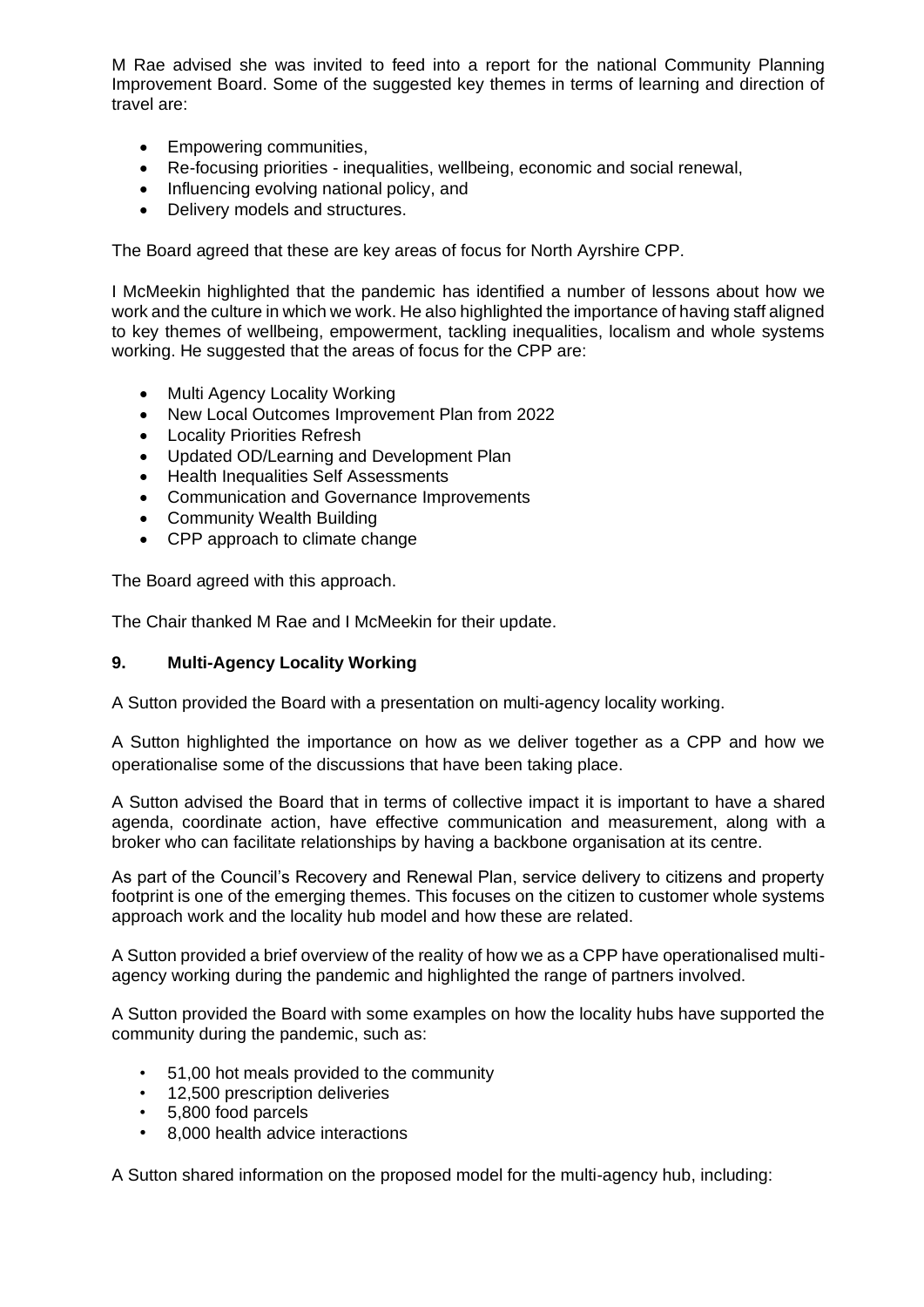M Rae advised she was invited to feed into a report for the national Community Planning Improvement Board. Some of the suggested key themes in terms of learning and direction of travel are:

- Empowering communities,
- Re-focusing priorities - inequalities, wellbeing, economic and social renewal,
- Influencing evolving national policy, and
- Delivery models and structures.

The Board agreed that these are key areas of focus for North Ayrshire CPP.

I McMeekin highlighted that the pandemic has identified a number of lessons about how we work and the culture in which we work. He also highlighted the importance of having staff aligned to key themes of wellbeing, empowerment, tackling inequalities, localism and whole systems working. He suggested that the areas of focus for the CPP are:

- Multi Agency Locality Working
- New Local Outcomes Improvement Plan from 2022
- Locality Priorities Refresh
- Updated OD/Learning and Development Plan
- Health Inequalities Self Assessments
- Communication and Governance Improvements
- Community Wealth Building
- CPP approach to climate change

The Board agreed with this approach.

The Chair thanked M Rae and I McMeekin for their update.

### 9. Multi-Agency Locality Working

A Sutton provided the Board with a presentation on multi-agency locality working.

A Sutton highlighted the importance on how as we deliver together as a CPP and how we operationalise some of the discussions that have been taking place.

A Sutton advised the Board that in terms of collective impact it is important to have a shared agenda, coordinate action, have effective communication and measurement, along with a broker who can facilitate relationships by having a backbone organisation at its centre.

As part of the Council's Recovery and Renewal Plan, service delivery to citizens and property footprint is one of the emerging themes. This focuses on the citizen to customer whole systems approach work and the locality hub model and how these are related.

A Sutton provided a brief overview of the reality of how we as a CPP have operationalised multi-agency working during the pandemic and highlighted the range of partners involved.

A Sutton provided the Board with some examples on how the locality hubs have supported the community during the pandemic, such as:

- 51,00 hot meals provided to the community
- 12,500 prescription deliveries
- 5,800 food parcels
- 8,000 health advice interactions

A Sutton shared information on the proposed model for the multi-agency hub, including: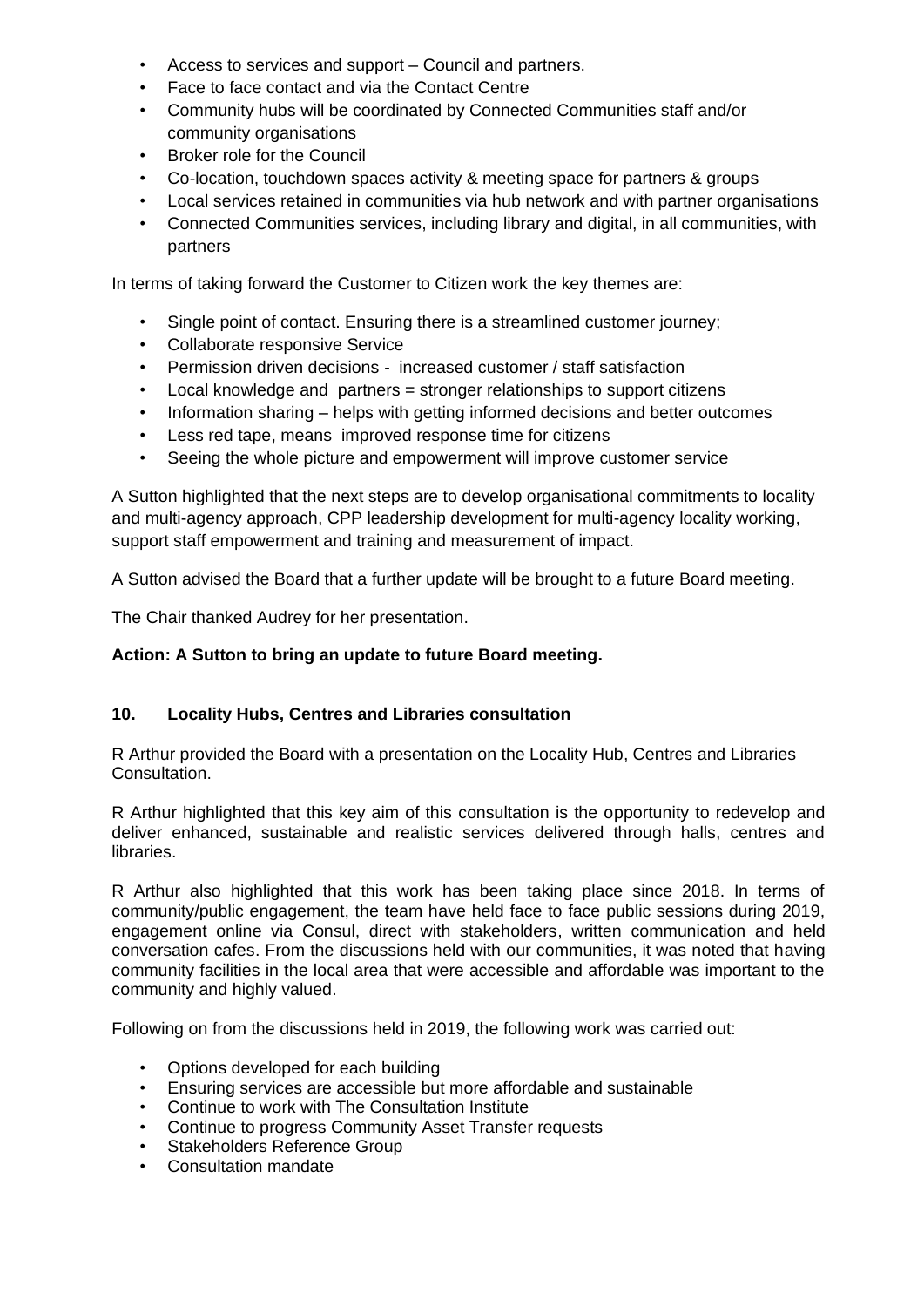- Access to services and support – Council and partners.
- Face to face contact and via the Contact Centre
- Community hubs will be coordinated by Connected Communities staff and/or community organisations
- Broker role for the Council
- Co-location, touchdown spaces activity & meeting space for partners & groups
- Local services retained in communities via hub network and with partner organisations
- Connected Communities services, including library and digital, in all communities, with partners

In terms of taking forward the Customer to Citizen work the key themes are:

- Single point of contact. Ensuring there is a streamlined customer journey;
- Collaborate responsive Service
- Permission driven decisions - increased customer / staff satisfaction
- Local knowledge and partners = stronger relationships to support citizens
- Information sharing – helps with getting informed decisions and better outcomes
- Less red tape, means improved response time for citizens
- Seeing the whole picture and empowerment will improve customer service

A Sutton highlighted that the next steps are to develop organisational commitments to locality and multi-agency approach, CPP leadership development for multi-agency locality working, support staff empowerment and training and measurement of impact.

A Sutton advised the Board that a further update will be brought to a future Board meeting.

The Chair thanked Audrey for her presentation.

**Action: A Sutton to bring an update to future Board meeting.**

## 10. Locality Hubs, Centres and Libraries consultation

R Arthur provided the Board with a presentation on the Locality Hub, Centres and Libraries Consultation.

R Arthur highlighted that this key aim of this consultation is the opportunity to redevelop and deliver enhanced, sustainable and realistic services delivered through halls, centres and libraries.

R Arthur also highlighted that this work has been taking place since 2018. In terms of community/public engagement, the team have held face to face public sessions during 2019, engagement online via Consul, direct with stakeholders, written communication and held conversation cafes. From the discussions held with our communities, it was noted that having community facilities in the local area that were accessible and affordable was important to the community and highly valued.

Following on from the discussions held in 2019, the following work was carried out:

- Options developed for each building
- Ensuring services are accessible but more affordable and sustainable
- Continue to work with The Consultation Institute
- Continue to progress Community Asset Transfer requests
- Stakeholders Reference Group
- Consultation mandate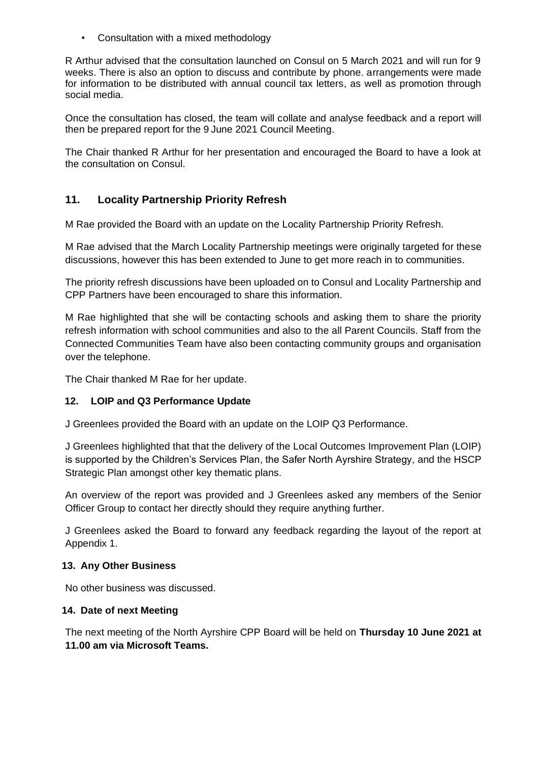- Consultation with a mixed methodology

R Arthur advised that the consultation launched on Consul on 5 March 2021 and will run for 9 weeks. There is also an option to discuss and contribute by phone. arrangements were made for information to be distributed with annual council tax letters, as well as promotion through social media.

Once the consultation has closed, the team will collate and analyse feedback and a report will then be prepared report for the 9 June 2021 Council Meeting.

The Chair thanked R Arthur for her presentation and encouraged the Board to have a look at the consultation on Consul.

## 11. Locality Partnership Priority Refresh

M Rae provided the Board with an update on the Locality Partnership Priority Refresh.

M Rae advised that the March Locality Partnership meetings were originally targeted for these discussions, however this has been extended to June to get more reach in to communities.

The priority refresh discussions have been uploaded on to Consul and Locality Partnership and CPP Partners have been encouraged to share this information.

M Rae highlighted that she will be contacting schools and asking them to share the priority refresh information with school communities and also to the all Parent Councils. Staff from the Connected Communities Team have also been contacting community groups and organisation over the telephone.

The Chair thanked M Rae for her update.

### 12. LOIP and Q3 Performance Update

J Greenlees provided the Board with an update on the LOIP Q3 Performance.

J Greenlees highlighted that that the delivery of the Local Outcomes Improvement Plan (LOIP) is supported by the Children's Services Plan, the Safer North Ayrshire Strategy, and the HSCP Strategic Plan amongst other key thematic plans.

An overview of the report was provided and J Greenlees asked any members of the Senior Officer Group to contact her directly should they require anything further.

J Greenlees asked the Board to forward any feedback regarding the layout of the report at Appendix 1.

### 13. Any Other Business

No other business was discussed.

### 14. Date of next Meeting

The next meeting of the North Ayrshire CPP Board will be held on **Thursday 10 June 2021 at 11.00 am via Microsoft Teams.**